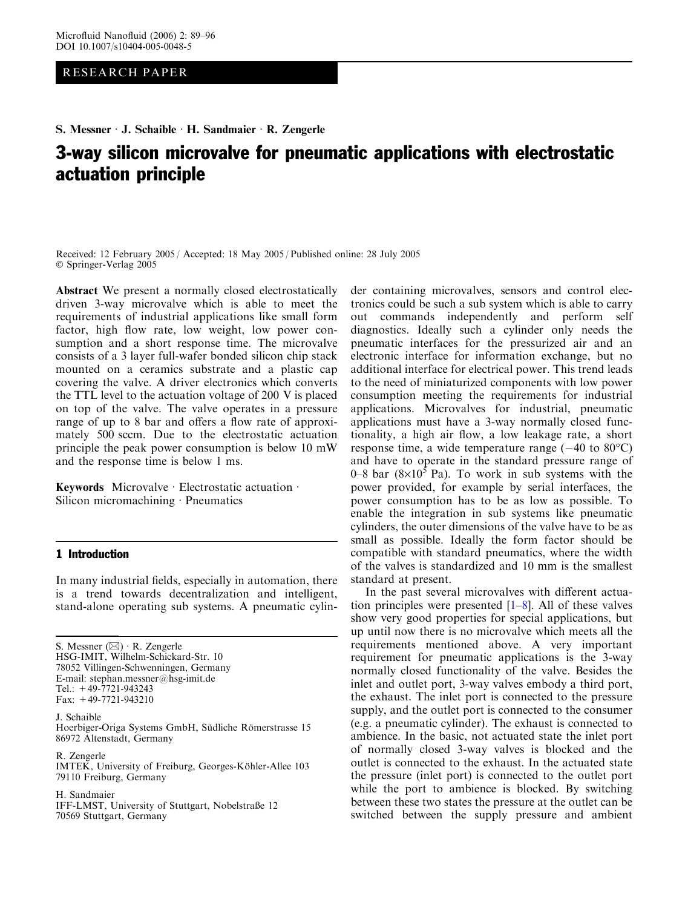RESEARCH PAPER

**S. Messner · J. Schaible · H. Sandmaier · R. Zengerle**

# 3-way silicon microvalve for pneumatic applications with electrostatic actuation principle

Received: 12 February 2005 / Accepted: 18 May 2005 / Published online: 28 July 2005
© Springer-Verlag 2005

**Abstract** We present a normally closed electrostatically driven 3-way microvalve which is able to meet the requirements of industrial applications like small form factor, high flow rate, low weight, low power consumption and a short response time. The microvalve consists of a 3 layer full-wafer bonded silicon chip stack mounted on a ceramics substrate and a plastic cap covering the valve. A driver electronics which converts the TTL level to the actuation voltage of 200 V is placed on top of the valve. The valve operates in a pressure range of up to 8 bar and offers a flow rate of approximately 500 sccm. Due to the electrostatic actuation principle the peak power consumption is below 10 mW and the response time is below 1 ms.

**Keywords** Microvalve · Electrostatic actuation · Silicon micromachining · Pneumatics

S. Messner (✉) · R. Zengerle
HSG-IMIT, Wilhelm-Schickard-Str. 10
78052 Villingen-Schwenningen, Germany
E-mail: stephan.messner@hsg-imit.de
Tel.: +49-7721-943243
Fax: +49-7721-943210

J. Schaible
Hoerbiger-Origa Systems GmbH, Südliche Römerstrasse 15
86972 Altenstadt, Germany

R. Zengerle
IMTEK, University of Freiburg, Georges-Köhler-Allee 103
79110 Freiburg, Germany

H. Sandmaier
IFF-LMST, University of Stuttgart, Nobelstraße 12
70569 Stuttgart, Germany

## 1 Introduction

In many industrial fields, especially in automation, there is a trend towards decentralization and intelligent, stand-alone operating sub systems. A pneumatic cylinder containing microvalves, sensors and control electronics could be such a sub system which is able to carry out commands independently and perform self diagnostics. Ideally such a cylinder only needs the pneumatic interfaces for the pressurized air and an electronic interface for information exchange, but no additional interface for electrical power. This trend leads to the need of miniaturized components with low power consumption meeting the requirements for industrial applications. Microvalves for industrial, pneumatic applications must have a 3-way normally closed functionality, a high air flow, a low leakage rate, a short response time, a wide temperature range (−40 to 80°C) and have to operate in the standard pressure range of 0–8 bar ($8\times10^5$ Pa). To work in sub systems with the power provided, for example by serial interfaces, the power consumption has to be as low as possible. To enable the integration in sub systems like pneumatic cylinders, the outer dimensions of the valve have to be as small as possible. Ideally the form factor should be compatible with standard pneumatics, where the width of the valves is standardized and 10 mm is the smallest standard at present.

In the past several microvalves with different actuation principles were presented [1–8]. All of these valves show very good properties for special applications, but up until now there is no microvalve which meets all the requirements mentioned above. A very important requirement for pneumatic applications is the 3-way normally closed functionality of the valve. Besides the inlet and outlet port, 3-way valves embody a third port, the exhaust. The inlet port is connected to the pressure supply, and the outlet port is connected to the consumer (e.g. a pneumatic cylinder). The exhaust is connected to ambience. In the basic, not actuated state the inlet port of normally closed 3-way valves is blocked and the outlet is connected to the exhaust. In the actuated state the pressure (inlet port) is connected to the outlet port while the port to ambience is blocked. By switching between these two states the pressure at the outlet can be switched between the supply pressure and ambient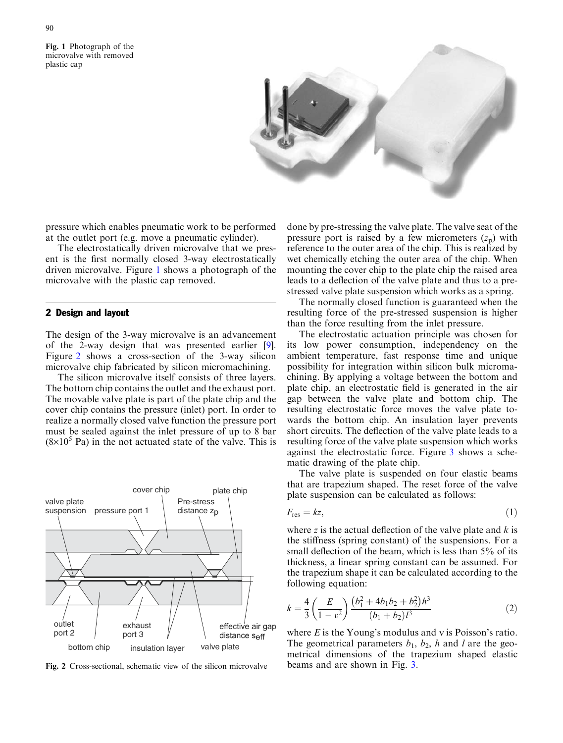Fig. 1 Photograph of the microvalve with removed plastic cap

pressure which enables pneumatic work to be performed at the outlet port (e.g. move a pneumatic cylinder).

The electrostatically driven microvalve that we present is the first normally closed 3-way electrostatically driven microvalve. Figure 1 shows a photograph of the microvalve with the plastic cap removed.

## 2 Design and layout

The design of the 3-way microvalve is an advancement of the 2-way design that was presented earlier [9]. Figure 2 shows a cross-section of the 3-way silicon microvalve chip fabricated by silicon micromachining.

The silicon microvalve itself consists of three layers. The bottom chip contains the outlet and the exhaust port. The movable valve plate is part of the plate chip and the cover chip contains the pressure (inlet) port. In order to realize a normally closed valve function the pressure port must be sealed against the inlet pressure of up to 8 bar ($8\times10^5$ Pa) in the not actuated state of the valve. This is done by pre-stressing the valve plate. The valve seat of the pressure port is raised by a few micrometers ($z_p$) with reference to the outer area of the chip. This is realized by wet chemically etching the outer area of the chip. When mounting the cover chip to the plate chip the raised area leads to a deflection of the valve plate and thus to a pre-stressed valve plate suspension which works as a spring.

Fig. 2 Cross-sectional, schematic view of the silicon microvalve

The normally closed function is guaranteed when the resulting force of the pre-stressed suspension is higher than the force resulting from the inlet pressure.

The electrostatic actuation principle was chosen for its low power consumption, independency on the ambient temperature, fast response time and unique possibility for integration within silicon bulk micromachining. By applying a voltage between the bottom and plate chip, an electrostatic field is generated in the air gap between the valve plate and bottom chip. The resulting electrostatic force moves the valve plate towards the bottom chip. An insulation layer prevents short circuits. The deflection of the valve plate leads to a resulting force of the valve plate suspension which works against the electrostatic force. Figure 3 shows a schematic drawing of the plate chip.

The valve plate is suspended on four elastic beams that are trapezium shaped. The reset force of the valve plate suspension can be calculated as follows:

$$F_{\text{res}} = kz, \tag{1}$$

where $z$ is the actual deflection of the valve plate and $k$ is the stiffness (spring constant) of the suspensions. For a small deflection of the beam, which is less than 5% of its thickness, a linear spring constant can be assumed. For the trapezium shape it can be calculated according to the following equation:

$$k = \frac{4}{3}\left(\frac{E}{1-\upsilon^2}\right)\frac{\left(b_1^2 + 4b_1b_2 + b_2^2\right)h^3}{(b_1 + b_2)l^3} \tag{2}$$

where $E$ is the Young's modulus and $\nu$ is Poisson's ratio. The geometrical parameters $b_1$, $b_2$, $h$ and $l$ are the geometrical dimensions of the trapezium shaped elastic beams and are shown in Fig. 3.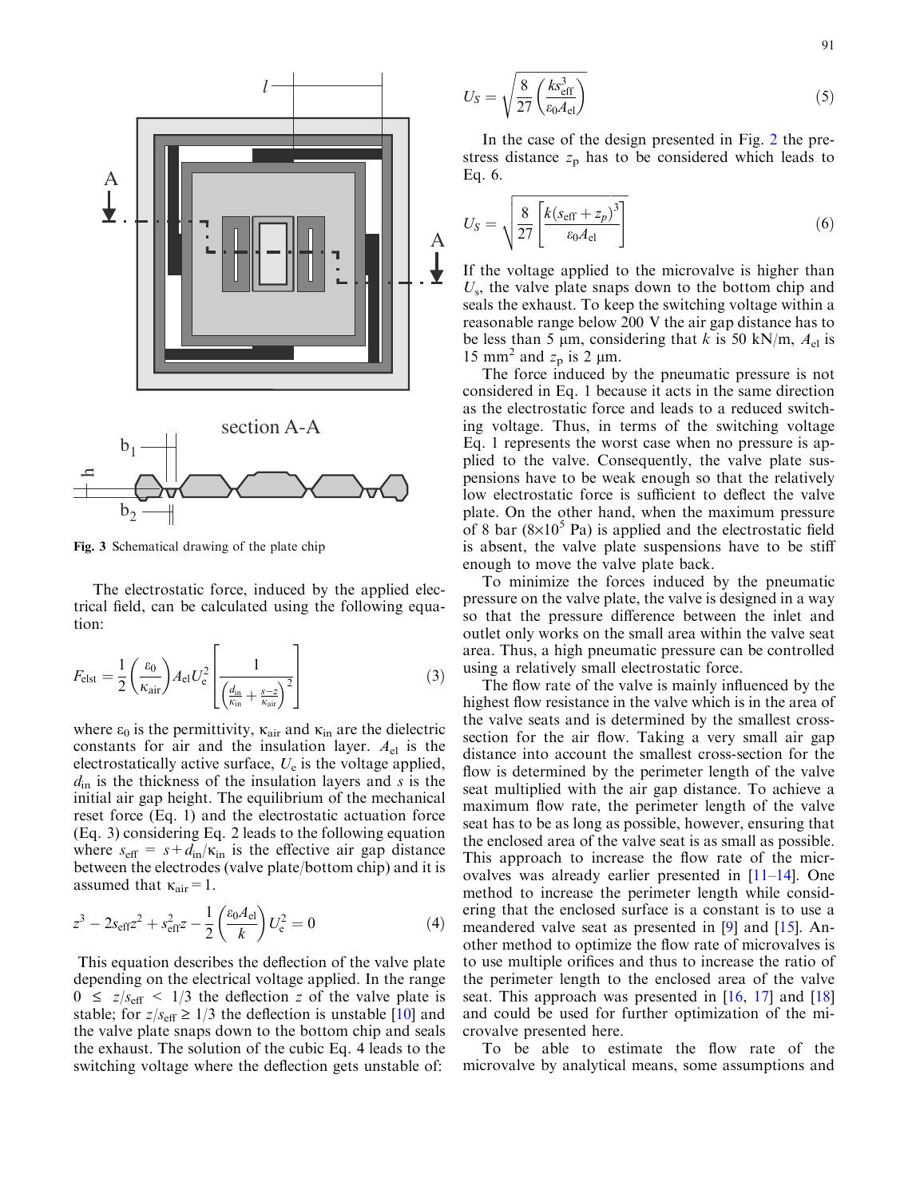Fig. 3 Schematical drawing of the plate chip

The electrostatic force, induced by the applied electrical field, can be calculated using the following equation:

$$F_{\mathrm{elst}} = \frac{1}{2}\left(\frac{\varepsilon_0}{\kappa_{\mathrm{air}}}\right) A_{\mathrm{el}} U_{\mathrm{e}}^2 \left[\frac{1}{\left(\frac{d_{\mathrm{in}}}{\kappa_{\mathrm{in}}} + \frac{s-z}{\kappa_{\mathrm{air}}}\right)^2}\right] \tag{3}$$

where $\varepsilon_0$ is the permittivity, $\kappa_{\mathrm{air}}$ and $\kappa_{\mathrm{in}}$ are the dielectric constants for air and the insulation layer. $A_{\mathrm{el}}$ is the electrostatically active surface, $U_{\mathrm{e}}$ is the voltage applied, $d_{\mathrm{in}}$ is the thickness of the insulation layers and $s$ is the initial air gap height. The equilibrium of the mechanical reset force (Eq. 1) and the electrostatic actuation force (Eq. 3) considering Eq. 2 leads to the following equation where $s_{\mathrm{eff}} = s + d_{\mathrm{in}}/\kappa_{\mathrm{in}}$ is the effective air gap distance between the electrodes (valve plate/bottom chip) and it is assumed that $\kappa_{\mathrm{air}} = 1$.

$$z^3 - 2s_{\mathrm{eff}}z^2 + s_{\mathrm{eff}}^2 z - \frac{1}{2}\left(\frac{\varepsilon_0 A_{\mathrm{el}}}{k}\right) U_{\mathrm{e}}^2 = 0 \tag{4}$$

This equation describes the deflection of the valve plate depending on the electrical voltage applied. In the range $0 \leq z/s_{\mathrm{eff}} < 1/3$ the deflection $z$ of the valve plate is stable; for $z/s_{\mathrm{eff}} \geq 1/3$ the deflection is unstable [10] and the valve plate snaps down to the bottom chip and seals the exhaust. The solution of the cubic Eq. 4 leads to the switching voltage where the deflection gets unstable of:

$$U_S = \sqrt{\frac{8}{27}\left(\frac{k s_{\mathrm{eff}}^3}{\varepsilon_0 A_{\mathrm{el}}}\right)} \tag{5}$$

In the case of the design presented in Fig. 2 the prestress distance $z_{\mathrm{p}}$ has to be considered which leads to Eq. 6.

$$U_S = \sqrt{\frac{8}{27}\left[\frac{k(s_{\mathrm{eff}} + z_p)^3}{\varepsilon_0 A_{\mathrm{el}}}\right]} \tag{6}$$

If the voltage applied to the microvalve is higher than $U_{\mathrm{s}}$, the valve plate snaps down to the bottom chip and seals the exhaust. To keep the switching voltage within a reasonable range below 200 V the air gap distance has to be less than 5 µm, considering that $k$ is 50 kN/m, $A_{\mathrm{el}}$ is 15 mm$^2$ and $z_{\mathrm{p}}$ is 2 µm.

The force induced by the pneumatic pressure is not considered in Eq. 1 because it acts in the same direction as the electrostatic force and leads to a reduced switching voltage. Thus, in terms of the switching voltage Eq. 1 represents the worst case when no pressure is applied to the valve. Consequently, the valve plate suspensions have to be weak enough so that the relatively low electrostatic force is sufficient to deflect the valve plate. On the other hand, when the maximum pressure of 8 bar ($8\times10^5$ Pa) is applied and the electrostatic field is absent, the valve plate suspensions have to be stiff enough to move the valve plate back.

To minimize the forces induced by the pneumatic pressure on the valve plate, the valve is designed in a way so that the pressure difference between the inlet and outlet only works on the small area within the valve seat area. Thus, a high pneumatic pressure can be controlled using a relatively small electrostatic force.

The flow rate of the valve is mainly influenced by the highest flow resistance in the valve which is in the area of the valve seats and is determined by the smallest cross-section for the air flow. Taking a very small air gap distance into account the smallest cross-section for the flow is determined by the perimeter length of the valve seat multiplied with the air gap distance. To achieve a maximum flow rate, the perimeter length of the valve seat has to be as long as possible, however, ensuring that the enclosed area of the valve seat is as small as possible. This approach to increase the flow rate of the microvalves was already earlier presented in [11–14]. One method to increase the perimeter length while considering that the enclosed surface is a constant is to use a meandered valve seat as presented in [9] and [15]. Another method to optimize the flow rate of microvalves is to use multiple orifices and thus to increase the ratio of the perimeter length to the enclosed area of the valve seat. This approach was presented in [16, 17] and [18] and could be used for further optimization of the microvalve presented here.

To be able to estimate the flow rate of the microvalve by analytical means, some assumptions and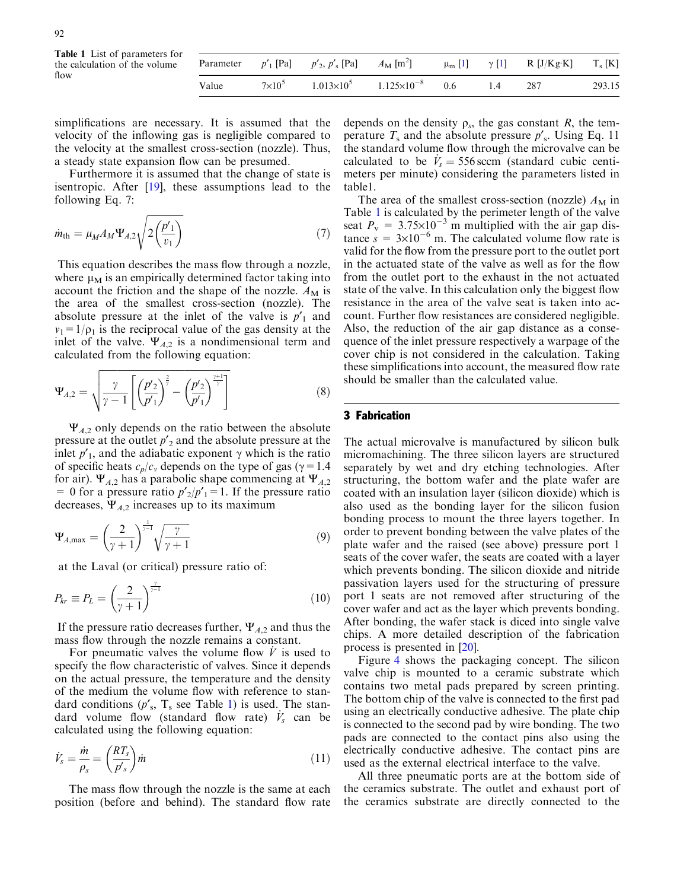**Table 1** List of parameters for the calculation of the volume flow

| Parameter | $p'_1$ [Pa] | $p'_2$, $p'_s$ [Pa] | $A_M$ [m²] | $\mu_m$ [1] | $\gamma$ [1] | R [J/Kg·K] | $T_s$ [K] |
|---|---|---|---|---|---|---|---|
| Value | $7\times10^5$ | $1.013\times10^5$ | $1.125\times10^{-8}$ | 0.6 | 1.4 | 287 | 293.15 |

simplifications are necessary. It is assumed that the velocity of the inflowing gas is negligible compared to the velocity at the smallest cross-section (nozzle). Thus, a steady state expansion flow can be presumed.

Furthermore it is assumed that the change of state is isentropic. After [19], these assumptions lead to the following Eq. 7:

$$\dot{m}_{\text{th}} = \mu_M A_M \Psi_{A,2} \sqrt{2\left(\frac{p'_1}{v_1}\right)} \tag{7}$$

This equation describes the mass flow through a nozzle, where $\mu_M$ is an empirically determined factor taking into account the friction and the shape of the nozzle. $A_M$ is the area of the smallest cross-section (nozzle). The absolute pressure at the inlet of the valve is $p'_1$ and $v_1 = 1/\rho_1$ is the reciprocal value of the gas density at the inlet of the valve. $\Psi_{A,2}$ is a nondimensional term and calculated from the following equation:

$$\Psi_{A,2} = \sqrt{\frac{\gamma}{\gamma - 1}\left[\left(\frac{p'_2}{p'_1}\right)^{\frac{2}{\gamma}} - \left(\frac{p'_2}{p'_1}\right)^{\frac{\gamma+1}{\gamma}}\right]} \tag{8}$$

$\Psi_{A,2}$ only depends on the ratio between the absolute pressure at the outlet $p'_2$ and the absolute pressure at the inlet $p'_1$, and the adiabatic exponent $\gamma$ which is the ratio of specific heats $c_p/c_v$ depends on the type of gas ($\gamma = 1.4$ for air). $\Psi_{A,2}$ has a parabolic shape commencing at $\Psi_{A,2} = 0$ for a pressure ratio $p'_2/p'_1 = 1$. If the pressure ratio decreases, $\Psi_{A,2}$ increases up to its maximum

$$\Psi_{A,\max} = \left(\frac{2}{\gamma + 1}\right)^{\frac{1}{\gamma - 1}} \sqrt{\frac{\gamma}{\gamma + 1}} \tag{9}$$

at the Laval (or critical) pressure ratio of:

$$P_{kr} \equiv P_L = \left(\frac{2}{\gamma + 1}\right)^{\frac{\gamma}{\gamma - 1}} \tag{10}$$

If the pressure ratio decreases further, $\Psi_{A,2}$ and thus the mass flow through the nozzle remains a constant.

For pneumatic valves the volume flow $\dot{V}$ is used to specify the flow characteristic of valves. Since it depends on the actual pressure, the temperature and the density of the medium the volume flow with reference to standard conditions ($p'_s$, $T_s$ see Table 1) is used. The standard volume flow (standard flow rate) $\dot{V}_s$ can be calculated using the following equation:

$$\dot{V}_s = \frac{\dot{m}}{\rho_s} = \left(\frac{RT_s}{p'_s}\right)\dot{m} \tag{11}$$

The mass flow through the nozzle is the same at each position (before and behind). The standard flow rate depends on the density $\rho_s$, the gas constant $R$, the temperature $T_s$ and the absolute pressure $p'_s$. Using Eq. 11 the standard volume flow through the microvalve can be calculated to be $\dot{V}_s = 556\,\text{sccm}$ (standard cubic centimeters per minute) considering the parameters listed in table1.

The area of the smallest cross-section (nozzle) $A_M$ in Table 1 is calculated by the perimeter length of the valve seat $P_v = 3.75\times10^{-3}$ m multiplied with the air gap distance $s = 3\times10^{-6}$ m. The calculated volume flow rate is valid for the flow from the pressure port to the outlet port in the actuated state of the valve as well as for the flow from the outlet port to the exhaust in the not actuated state of the valve. In this calculation only the biggest flow resistance in the area of the valve seat is taken into account. Further flow resistances are considered negligible. Also, the reduction of the air gap distance as a consequence of the inlet pressure respectively a warpage of the cover chip is not considered in the calculation. Taking these simplifications into account, the measured flow rate should be smaller than the calculated value.

## 3 Fabrication

The actual microvalve is manufactured by silicon bulk micromachining. The three silicon layers are structured separately by wet and dry etching technologies. After structuring, the bottom wafer and the plate wafer are coated with an insulation layer (silicon dioxide) which is also used as the bonding layer for the silicon fusion bonding process to mount the three layers together. In order to prevent bonding between the valve plates of the plate wafer and the raised (see above) pressure port 1 seats of the cover wafer, the seats are coated with a layer which prevents bonding. The silicon dioxide and nitride passivation layers used for the structuring of pressure port 1 seats are not removed after structuring of the cover wafer and act as the layer which prevents bonding. After bonding, the wafer stack is diced into single valve chips. A more detailed description of the fabrication process is presented in [20].

Figure 4 shows the packaging concept. The silicon valve chip is mounted to a ceramic substrate which contains two metal pads prepared by screen printing. The bottom chip of the valve is connected to the first pad using an electrically conductive adhesive. The plate chip is connected to the second pad by wire bonding. The two pads are connected to the contact pins also using the electrically conductive adhesive. The contact pins are used as the external electrical interface to the valve.

All three pneumatic ports are at the bottom side of the ceramics substrate. The outlet and exhaust port of the ceramics substrate are directly connected to the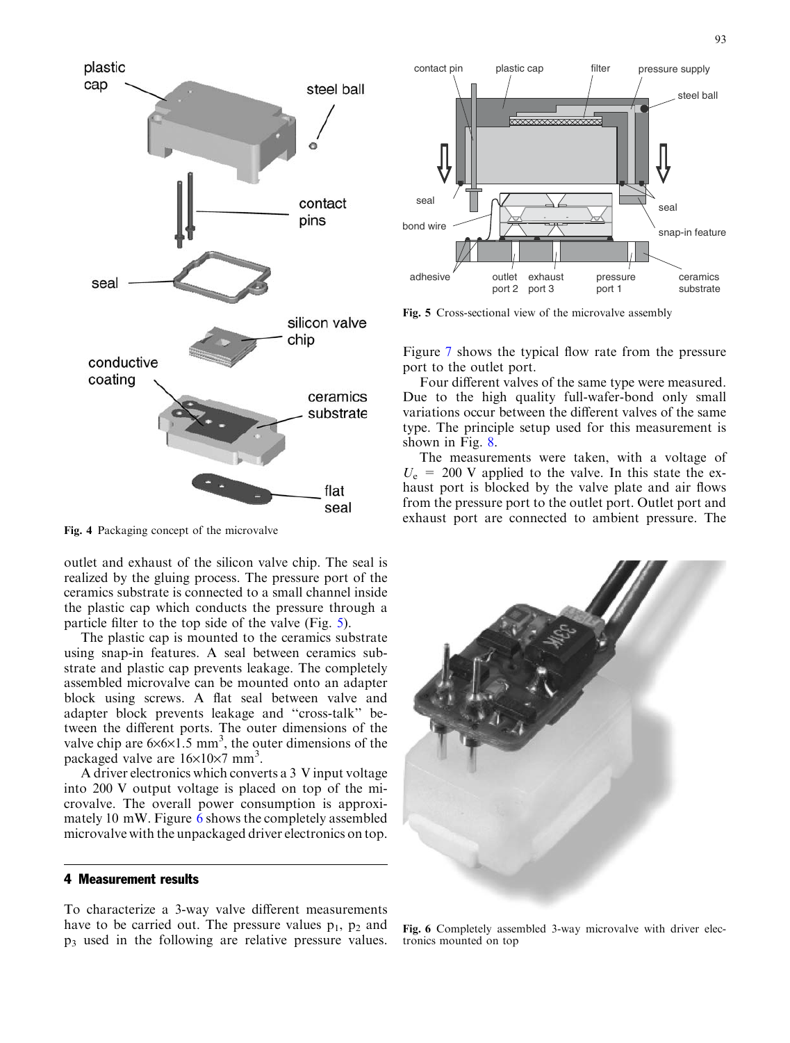Fig. 4 Packaging concept of the microvalve

outlet and exhaust of the silicon valve chip. The seal is realized by the gluing process. The pressure port of the ceramics substrate is connected to a small channel inside the plastic cap which conducts the pressure through a particle filter to the top side of the valve (Fig. 5).

The plastic cap is mounted to the ceramics substrate using snap-in features. A seal between ceramics substrate and plastic cap prevents leakage. The completely assembled microvalve can be mounted onto an adapter block using screws. A flat seal between valve and adapter block prevents leakage and "cross-talk" between the different ports. The outer dimensions of the valve chip are $6\times6\times1.5$ mm$^3$, the outer dimensions of the packaged valve are $16\times10\times7$ mm$^3$.

A driver electronics which converts a 3 V input voltage into 200 V output voltage is placed on top of the microvalve. The overall power consumption is approximately 10 mW. Figure 6 shows the completely assembled microvalve with the unpackaged driver electronics on top.

## 4 Measurement results

To characterize a 3-way valve different measurements have to be carried out. The pressure values $p_1$, $p_2$ and $p_3$ used in the following are relative pressure values.

Fig. 5 Cross-sectional view of the microvalve assembly

Figure 7 shows the typical flow rate from the pressure port to the outlet port.

Four different valves of the same type were measured. Due to the high quality full-wafer-bond only small variations occur between the different valves of the same type. The principle setup used for this measurement is shown in Fig. 8.

The measurements were taken, with a voltage of $U_e$ = 200 V applied to the valve. In this state the exhaust port is blocked by the valve plate and air flows from the pressure port to the outlet port. Outlet port and exhaust port are connected to ambient pressure. The

Fig. 6 Completely assembled 3-way microvalve with driver electronics mounted on top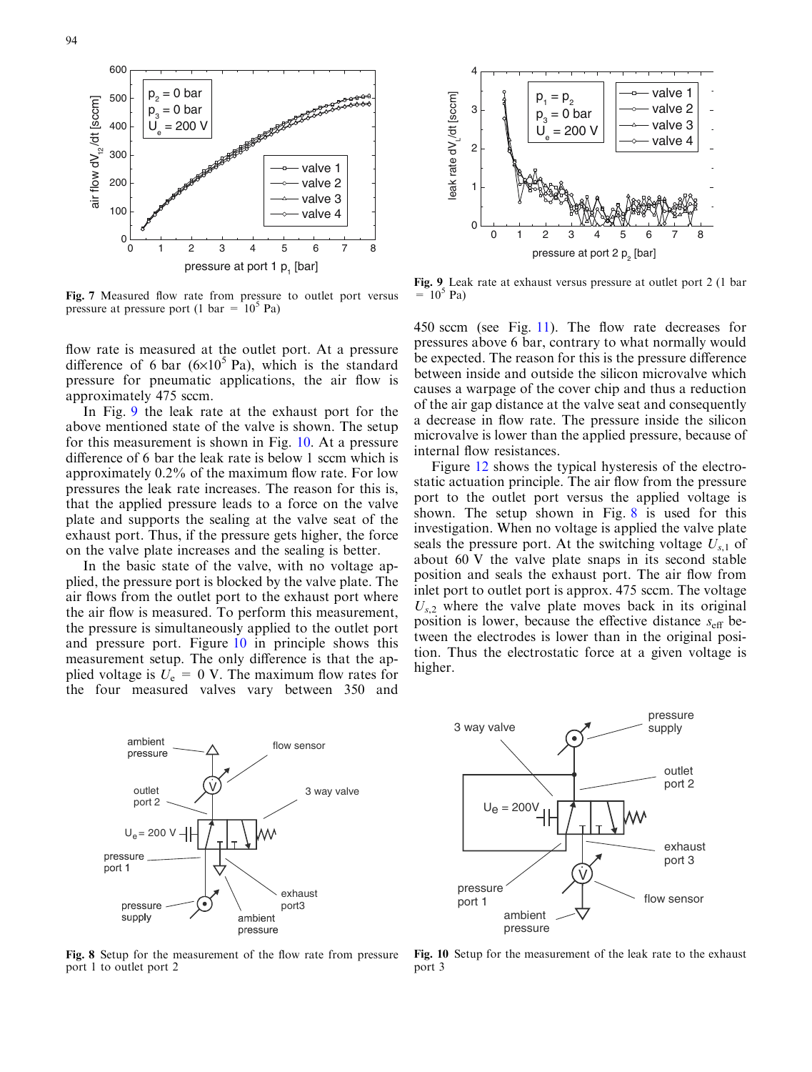Fig. 7 Measured flow rate from pressure to outlet port versus pressure at pressure port (1 bar = $10^5$ Pa)

Fig. 9 Leak rate at exhaust versus pressure at outlet port 2 (1 bar = $10^5$ Pa)

flow rate is measured at the outlet port. At a pressure difference of 6 bar ($6\times10^5$ Pa), which is the standard pressure for pneumatic applications, the air flow is approximately 475 sccm.

In Fig. 9 the leak rate at the exhaust port for the above mentioned state of the valve is shown. The setup for this measurement is shown in Fig. 10. At a pressure difference of 6 bar the leak rate is below 1 sccm which is approximately 0.2% of the maximum flow rate. For low pressures the leak rate increases. The reason for this is, that the applied pressure leads to a force on the valve plate and supports the sealing at the valve seat of the exhaust port. Thus, if the pressure gets higher, the force on the valve plate increases and the sealing is better.

In the basic state of the valve, with no voltage applied, the pressure port is blocked by the valve plate. The air flows from the outlet port to the exhaust port where the air flow is measured. To perform this measurement, the pressure is simultaneously applied to the outlet port and pressure port. Figure 10 in principle shows this measurement setup. The only difference is that the applied voltage is $U_e = 0$ V. The maximum flow rates for the four measured valves vary between 350 and 450 sccm (see Fig. 11). The flow rate decreases for pressures above 6 bar, contrary to what normally would be expected. The reason for this is the pressure difference between inside and outside the silicon microvalve which causes a warpage of the cover chip and thus a reduction of the air gap distance at the valve seat and consequently a decrease in flow rate. The pressure inside the silicon microvalve is lower than the applied pressure, because of internal flow resistances.

Figure 12 shows the typical hysteresis of the electrostatic actuation principle. The air flow from the pressure port to the outlet port versus the applied voltage is shown. The setup shown in Fig. 8 is used for this investigation. When no voltage is applied the valve plate seals the pressure port. At the switching voltage $U_{s,1}$ of about 60 V the valve plate snaps in its second stable position and seals the exhaust port. The air flow from inlet port to outlet port is approx. 475 sccm. The voltage $U_{s,2}$ where the valve plate moves back in its original position is lower, because the effective distance $s_{\text{eff}}$ between the electrodes is lower than in the original position. Thus the electrostatic force at a given voltage is higher.

Fig. 8 Setup for the measurement of the flow rate from pressure port 1 to outlet port 2

Fig. 10 Setup for the measurement of the leak rate to the exhaust port 3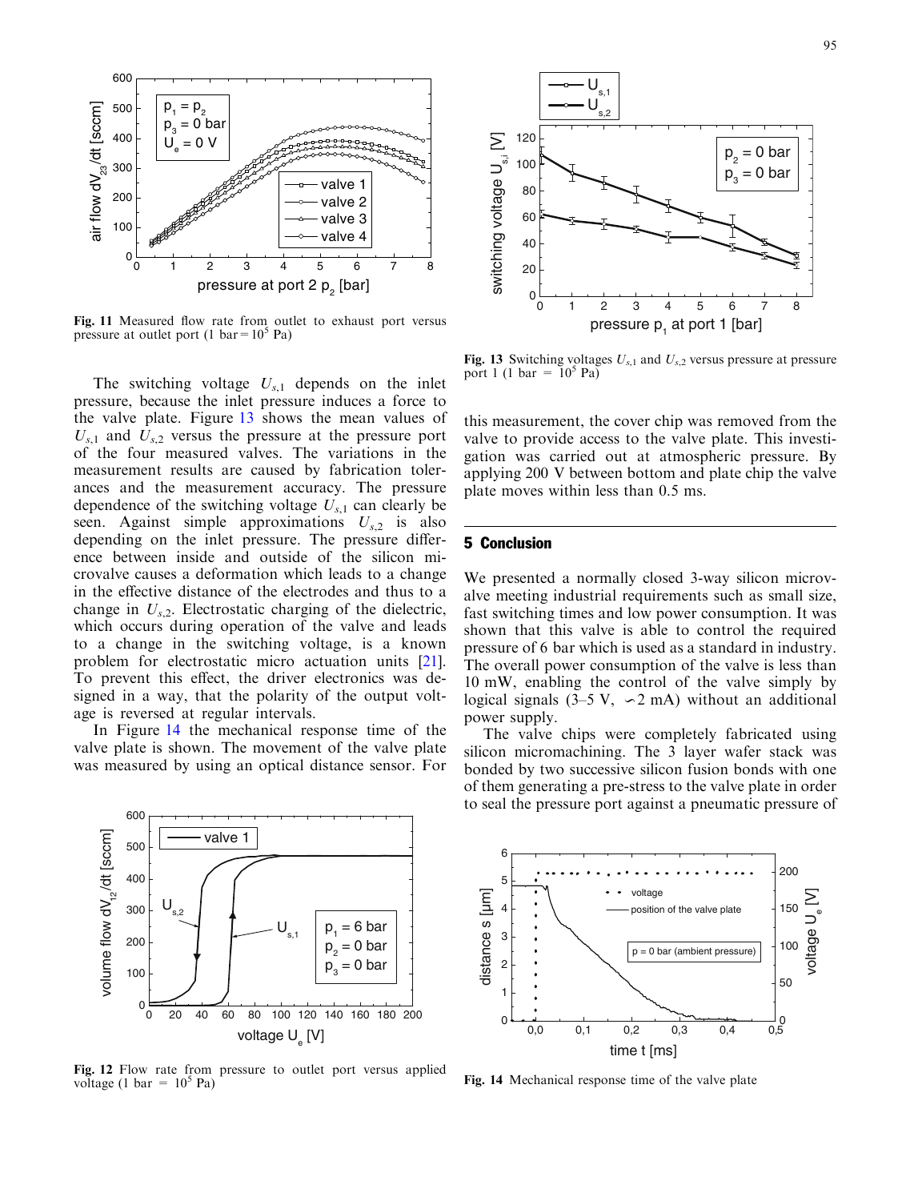Fig. 11 Measured flow rate from outlet to exhaust port versus pressure at outlet port (1 bar = $10^5$ Pa)

The switching voltage $U_{s,1}$ depends on the inlet pressure, because the inlet pressure induces a force to the valve plate. Figure 13 shows the mean values of $U_{s,1}$ and $U_{s,2}$ versus the pressure at the pressure port of the four measured valves. The variations in the measurement results are caused by fabrication tolerances and the measurement accuracy. The pressure dependence of the switching voltage $U_{s,1}$ can clearly be seen. Against simple approximations $U_{s,2}$ is also depending on the inlet pressure. The pressure difference between inside and outside of the silicon microvalve causes a deformation which leads to a change in the effective distance of the electrodes and thus to a change in $U_{s,2}$. Electrostatic charging of the dielectric, which occurs during operation of the valve and leads to a change in the switching voltage, is a known problem for electrostatic micro actuation units [21]. To prevent this effect, the driver electronics was designed in a way, that the polarity of the output voltage is reversed at regular intervals.

In Figure 14 the mechanical response time of the valve plate is shown. The movement of the valve plate was measured by using an optical distance sensor. For this measurement, the cover chip was removed from the valve to provide access to the valve plate. This investigation was carried out at atmospheric pressure. By applying 200 V between bottom and plate chip the valve plate moves within less than 0.5 ms.

Fig. 12 Flow rate from pressure to outlet port versus applied voltage (1 bar = $10^5$ Pa)

Fig. 13 Switching voltages $U_{s,1}$ and $U_{s,2}$ versus pressure at pressure port 1 (1 bar = $10^5$ Pa)

## 5 Conclusion

We presented a normally closed 3-way silicon microvalve meeting industrial requirements such as small size, fast switching times and low power consumption. It was shown that this valve is able to control the required pressure of 6 bar which is used as a standard in industry. The overall power consumption of the valve is less than 10 mW, enabling the control of the valve simply by logical signals (3–5 V, ∽2 mA) without an additional power supply.

The valve chips were completely fabricated using silicon micromachining. The 3 layer wafer stack was bonded by two successive silicon fusion bonds with one of them generating a pre-stress to the valve plate in order to seal the pressure port against a pneumatic pressure of

Fig. 14 Mechanical response time of the valve plate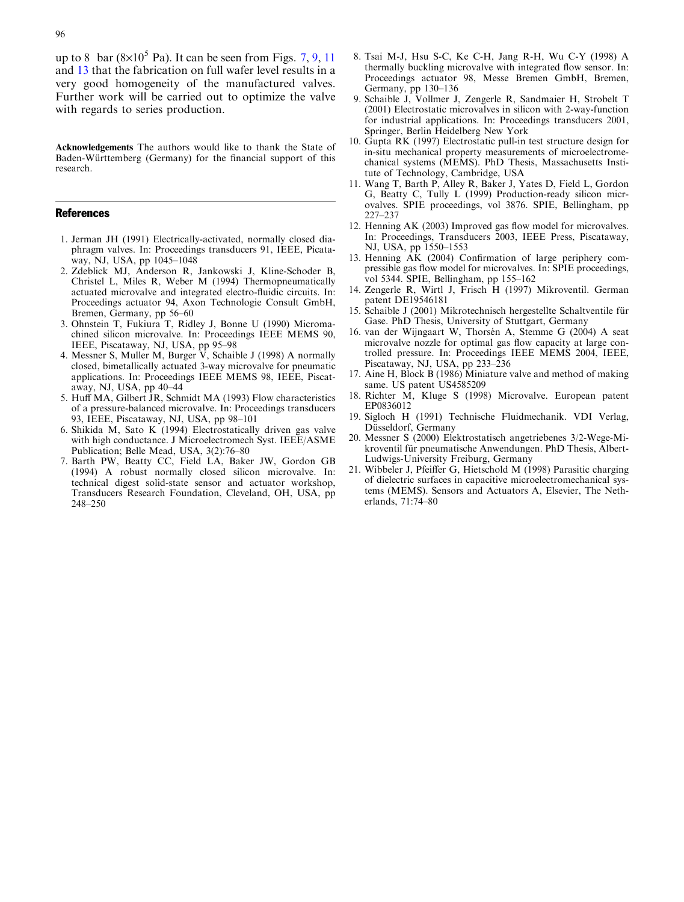up to 8 bar ($8\times10^5$ Pa). It can be seen from Figs. 7, 9, 11 and 13 that the fabrication on full wafer level results in a very good homogeneity of the manufactured valves. Further work will be carried out to optimize the valve with regards to series production.

**Acknowledgements** The authors would like to thank the State of Baden-Württemberg (Germany) for the financial support of this research.

## References

1. Jerman JH (1991) Electrically-activated, normally closed diaphragm valves. In: Proceedings transducers 91, IEEE, Picataway, NJ, USA, pp 1045–1048
2. Zdeblick MJ, Anderson R, Jankowski J, Kline-Schoder B, Christel L, Miles R, Weber M (1994) Thermopneumatically actuated microvalve and integrated electro-fluidic circuits. In: Proceedings actuator 94, Axon Technologie Consult GmbH, Bremen, Germany, pp 56–60
3. Ohnstein T, Fukiura T, Ridley J, Bonne U (1990) Micromachined silicon microvalve. In: Proceedings IEEE MEMS 90, IEEE, Piscataway, NJ, USA, pp 95–98
4. Messner S, Muller M, Burger V, Schaible J (1998) A normally closed, bimetallically actuated 3-way microvalve for pneumatic applications. In: Proceedings IEEE MEMS 98, IEEE, Piscataway, NJ, USA, pp 40–44
5. Huff MA, Gilbert JR, Schmidt MA (1993) Flow characteristics of a pressure-balanced microvalve. In: Proceedings transducers 93, IEEE, Piscataway, NJ, USA, pp 98–101
6. Shikida M, Sato K (1994) Electrostatically driven gas valve with high conductance. J Microelectromech Syst. IEEE/ASME Publication; Belle Mead, USA, 3(2):76–80
7. Barth PW, Beatty CC, Field LA, Baker JW, Gordon GB (1994) A robust normally closed silicon microvalve. In: technical digest solid-state sensor and actuator workshop, Transducers Research Foundation, Cleveland, OH, USA, pp 248–250
8. Tsai M-J, Hsu S-C, Ke C-H, Jang R-H, Wu C-Y (1998) A thermally buckling microvalve with integrated flow sensor. In: Proceedings actuator 98, Messe Bremen GmbH, Bremen, Germany, pp 130–136
9. Schaible J, Vollmer J, Zengerle R, Sandmaier H, Strobelt T (2001) Electrostatic microvalves in silicon with 2-way-function for industrial applications. In: Proceedings transducers 2001, Springer, Berlin Heidelberg New York
10. Gupta RK (1997) Electrostatic pull-in test structure design for in-situ mechanical property measurements of microelectromechanical systems (MEMS). PhD Thesis, Massachusetts Institute of Technology, Cambridge, USA
11. Wang T, Barth P, Alley R, Baker J, Yates D, Field L, Gordon G, Beatty C, Tully L (1999) Production-ready silicon microvalves. SPIE proceedings, vol 3876. SPIE, Bellingham, pp 227–237
12. Henning AK (2003) Improved gas flow model for microvalves. In: Proceedings, Transducers 2003, IEEE Press, Piscataway, NJ, USA, pp 1550–1553
13. Henning AK (2004) Confirmation of large periphery compressible gas flow model for microvalves. In: SPIE proceedings, vol 5344. SPIE, Bellingham, pp 155–162
14. Zengerle R, Wirtl J, Frisch H (1997) Mikroventil. German patent DE19546181
15. Schaible J (2001) Mikrotechnisch hergestellte Schaltventile für Gase. PhD Thesis, University of Stuttgart, Germany
16. van der Wijngaart W, Thorsén A, Stemme G (2004) A seat microvalve nozzle for optimal gas flow capacity at large controlled pressure. In: Proceedings IEEE MEMS 2004, IEEE, Piscataway, NJ, USA, pp 233–236
17. Aine H, Block B (1986) Miniature valve and method of making same. US patent US4585209
18. Richter M, Kluge S (1998) Microvalve. European patent EP0836012
19. Sigloch H (1991) Technische Fluidmechanik. VDI Verlag, Düsseldorf, Germany
20. Messner S (2000) Elektrostatisch angetriebenes 3/2-Wege-Mikroventil für pneumatische Anwendungen. PhD Thesis, Albert-Ludwigs-University Freiburg, Germany
21. Wibbeler J, Pfeiffer G, Hietschold M (1998) Parasitic charging of dielectric surfaces in capacitive microelectromechanical systems (MEMS). Sensors and Actuators A, Elsevier, The Netherlands, 71:74–80